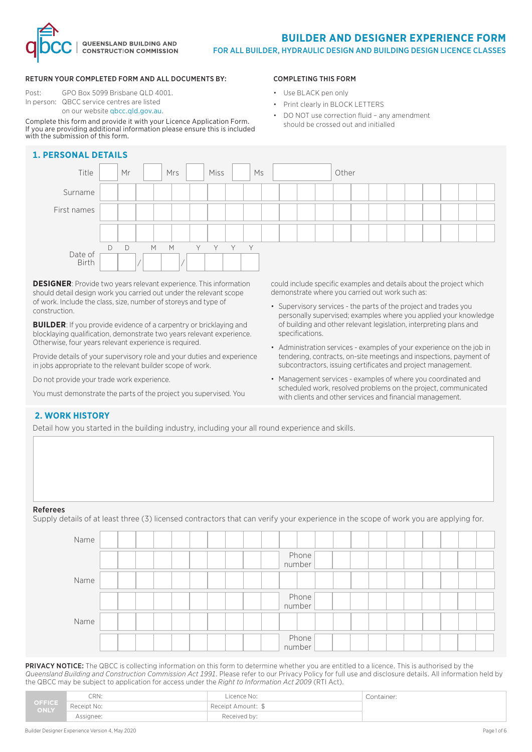QUEENSLAND BUILDING AND CONSTRUCTION COMMISSION

# BUILDER AND DESIGNER EXPERIENCE FORM

## FOR ALL BUILDER, HYDRAULIC DESIGN AND BUILDING DESIGN LICENCE CLASSES

**RETURN YOUR COMPLETED FORM AND ALL DOCUMENTS BY:**

Post: GPO Box 5099 Brisbane QLD 4001.
In person: QBCC service centres are listed on our website qbcc.qld.gov.au.

Complete this form and provide it with your Licence Application Form. If you are providing additional information please ensure this is included with the submission of this form.

**COMPLETING THIS FORM**

- Use BLACK pen only
- Print clearly in BLOCK LETTERS
- DO NOT use correction fluid – any amendment should be crossed out and initialled

## 1. PERSONAL DETAILS

Title ☐ Mr ☐ Mrs ☐ Miss ☐ Ms ☐ Other

Surname

First names

Date of Birth DD / MM / YYYY

**DESIGNER**: Provide two years relevant experience. This information should detail design work you carried out under the relevant scope of work. Include the class, size, number of storeys and type of construction.

**BUILDER**: If you provide evidence of a carpentry or bricklaying and blocklaying qualification, demonstrate two years relevant experience. Otherwise, four years relevant experience is required.

Provide details of your supervisory role and your duties and experience in jobs appropriate to the relevant builder scope of work.

Do not provide your trade work experience.

You must demonstrate the parts of the project you supervised. You could include specific examples and details about the project which demonstrate where you carried out work such as:

- Supervisory services - the parts of the project and trades you personally supervised; examples where you applied your knowledge of building and other relevant legislation, interpreting plans and specifications.
- Administration services - examples of your experience on the job in tendering, contracts, on-site meetings and inspections, payment of subcontractors, issuing certificates and project management.
- Management services - examples of where you coordinated and scheduled work, resolved problems on the project, communicated with clients and other services and financial management.

## 2. WORK HISTORY

Detail how you started in the building industry, including your all round experience and skills.

**Referees**

Supply details of at least three (3) licensed contractors that can verify your experience in the scope of work you are applying for.

Name

Phone number

Name

Phone number

Name

Phone number

**PRIVACY NOTICE:** The QBCC is collecting information on this form to determine whether you are entitled to a licence. This is authorised by the *Queensland Building and Construction Commission Act 1991*. Please refer to our Privacy Policy for full use and disclosure details. All information held by the QBCC may be subject to application for access under the *Right to Information Act 2009* (RTI Act).

| OFFICE ONLY | CRN: | Licence No: | Container: |
|---|---|---|---|
| | Receipt No: | Receipt Amount: $ | |
| | Assignee: | Received by: | |

Builder Designer Experience Version 4, May 2020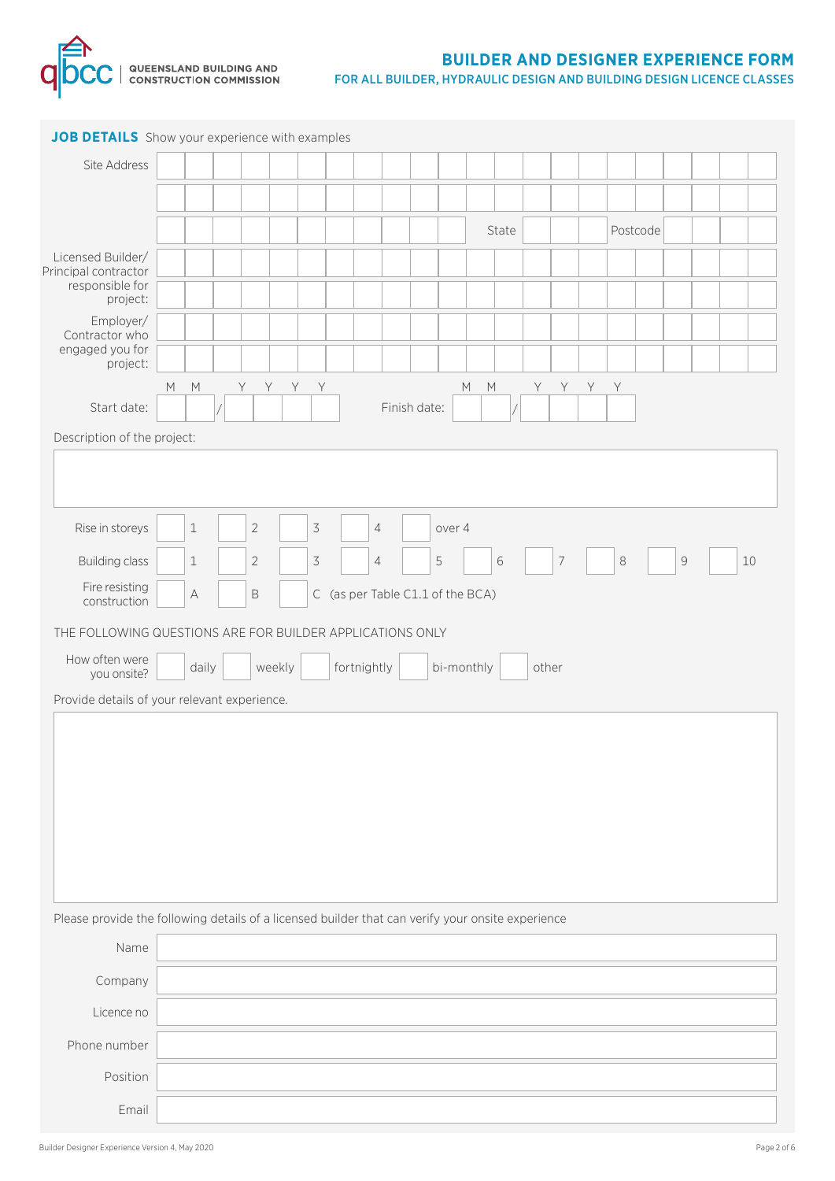# BUILDER AND DESIGNER EXPERIENCE FORM

## FOR ALL BUILDER, HYDRAULIC DESIGN AND BUILDING DESIGN LICENCE CLASSES

**JOB DETAILS** Show your experience with examples

Site Address

State Postcode

Licensed Builder/ Principal contractor responsible for project:

Employer/ Contractor who engaged you for project:

Start date: M M / Y Y Y Y Finish date: M M / Y Y Y Y

Description of the project:

Rise in storeys ☐ 1 ☐ 2 ☐ 3 ☐ 4 ☐ over 4

Building class ☐ 1 ☐ 2 ☐ 3 ☐ 4 ☐ 5 ☐ 6 ☐ 7 ☐ 8 ☐ 9 ☐ 10

Fire resisting construction ☐ A ☐ B ☐ C (as per Table C1.1 of the BCA)

THE FOLLOWING QUESTIONS ARE FOR BUILDER APPLICATIONS ONLY

How often were you onsite? ☐ daily ☐ weekly ☐ fortnightly ☐ bi-monthly ☐ other

Provide details of your relevant experience.

Please provide the following details of a licensed builder that can verify your onsite experience

Name

Company

Licence no

Phone number

Position

Email

Builder Designer Experience Version 4, May 2020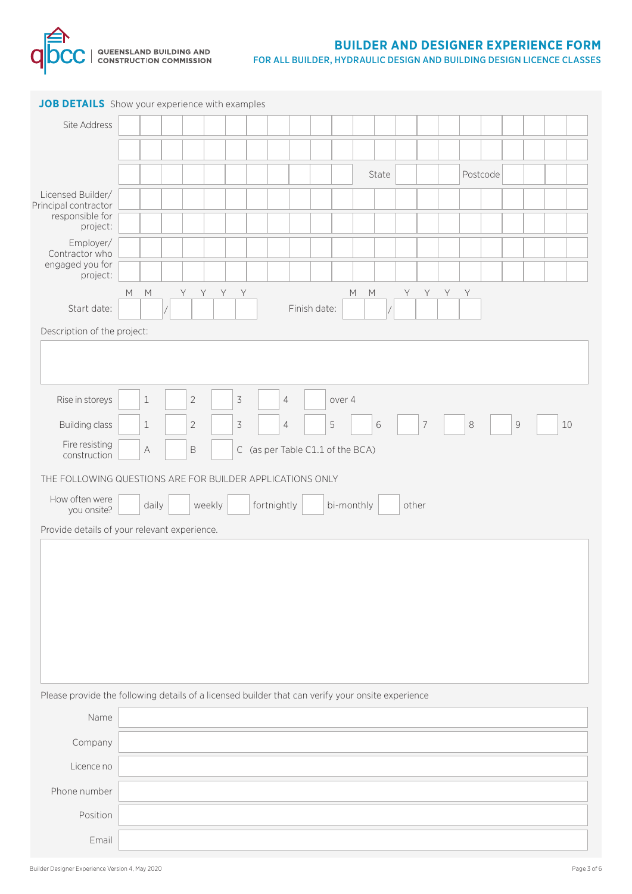# BUILDER AND DESIGNER EXPERIENCE FORM

## FOR ALL BUILDER, HYDRAULIC DESIGN AND BUILDING DESIGN LICENCE CLASSES

### JOB DETAILS Show your experience with examples

Site Address

State Postcode

Licensed Builder/ Principal contractor responsible for project:

Employer/ Contractor who engaged you for project:

Start date: MM / YYYY Finish date: MM / YYYY

Description of the project:

Rise in storeys: ☐ 1 ☐ 2 ☐ 3 ☐ 4 ☐ over 4

Building class: ☐ 1 ☐ 2 ☐ 3 ☐ 4 ☐ 5 ☐ 6 ☐ 7 ☐ 8 ☐ 9 ☐ 10

Fire resisting construction: ☐ A ☐ B ☐ C (as per Table C1.1 of the BCA)

THE FOLLOWING QUESTIONS ARE FOR BUILDER APPLICATIONS ONLY

How often were you onsite? ☐ daily ☐ weekly ☐ fortnightly ☐ bi-monthly ☐ other

Provide details of your relevant experience.

Please provide the following details of a licensed builder that can verify your onsite experience

Name

Company

Licence no

Phone number

Position

Email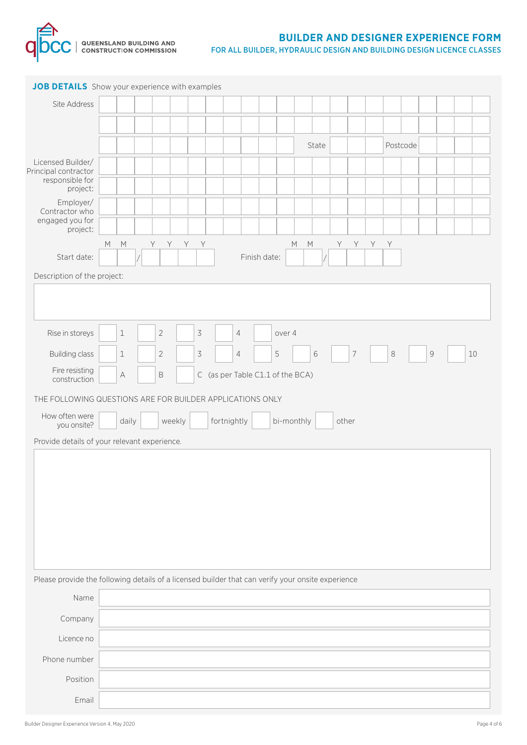QUEENSLAND BUILDING AND CONSTRUCTION COMMISSION

# BUILDER AND DESIGNER EXPERIENCE FORM

## FOR ALL BUILDER, HYDRAULIC DESIGN AND BUILDING DESIGN LICENCE CLASSES

### JOB DETAILS Show your experience with examples

Site Address

State

Postcode

Licensed Builder/ Principal contractor responsible for project:

Employer/ Contractor who engaged you for project:

Start date: MM / YYYY

Finish date: MM / YYYY

Description of the project:

Rise in storeys: 1 / 2 / 3 / 4 / over 4

Building class: 1 / 2 / 3 / 4 / 5 / 6 / 7 / 8 / 9 / 10

Fire resisting construction: A / B / C (as per Table C1.1 of the BCA)

THE FOLLOWING QUESTIONS ARE FOR BUILDER APPLICATIONS ONLY

How often were you onsite? daily / weekly / fortnightly / bi-monthly / other

Provide details of your relevant experience.

Please provide the following details of a licensed builder that can verify your onsite experience

Name

Company

Licence no

Phone number

Position

Email

Builder Designer Experience Version 4, May 2020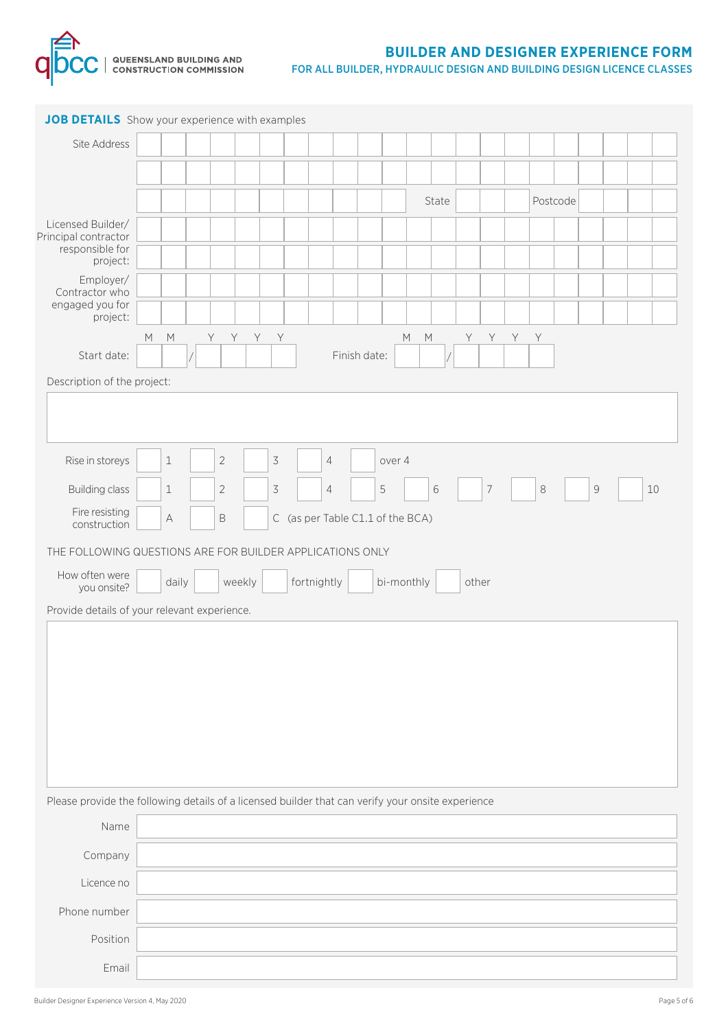# BUILDER AND DESIGNER EXPERIENCE FORM

## FOR ALL BUILDER, HYDRAULIC DESIGN AND BUILDING DESIGN LICENCE CLASSES

### JOB DETAILS Show your experience with examples

Site Address

State

Postcode

Licensed Builder/ Principal contractor responsible for project:

Employer/ Contractor who engaged you for project:

Start date: MM / YYYY

Finish date: MM / YYYY

Description of the project:

Rise in storeys: ☐ 1 ☐ 2 ☐ 3 ☐ 4 ☐ over 4

Building class: ☐ 1 ☐ 2 ☐ 3 ☐ 4 ☐ 5 ☐ 6 ☐ 7 ☐ 8 ☐ 9 ☐ 10

Fire resisting construction: ☐ A ☐ B ☐ C (as per Table C1.1 of the BCA)

THE FOLLOWING QUESTIONS ARE FOR BUILDER APPLICATIONS ONLY

How often were you onsite? ☐ daily ☐ weekly ☐ fortnightly ☐ bi-monthly ☐ other

Provide details of your relevant experience.

Please provide the following details of a licensed builder that can verify your onsite experience

Name

Company

Licence no

Phone number

Position

Email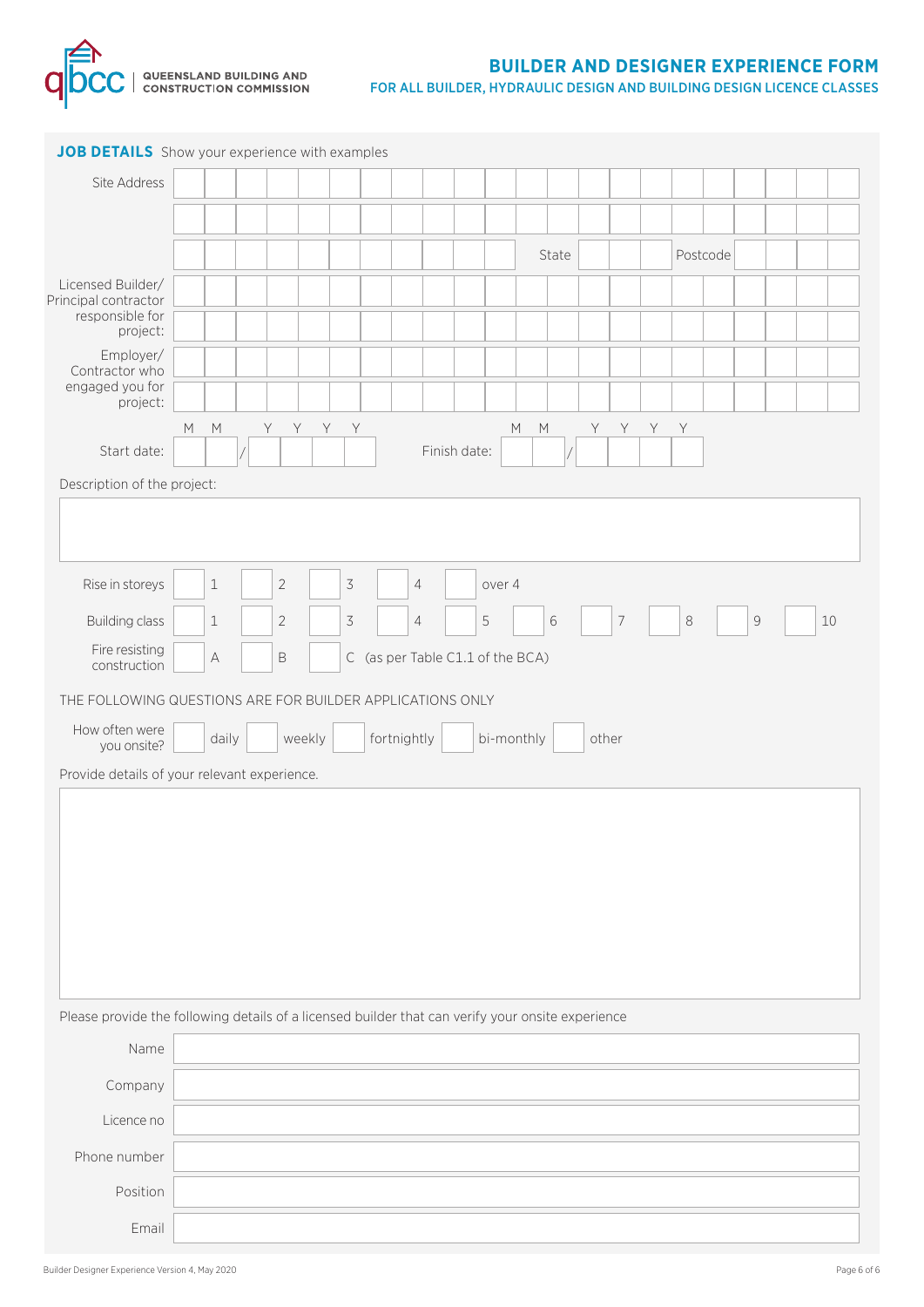QUEENSLAND BUILDING AND CONSTRUCTION COMMISSION

# BUILDER AND DESIGNER EXPERIENCE FORM

## FOR ALL BUILDER, HYDRAULIC DESIGN AND BUILDING DESIGN LICENCE CLASSES

**JOB DETAILS** Show your experience with examples

Site Address

State Postcode

Licensed Builder/ Principal contractor responsible for project:

Employer/ Contractor who engaged you for project:

Start date: MM / YYYY Finish date: MM / YYYY

Description of the project:

Rise in storeys ☐ 1 ☐ 2 ☐ 3 ☐ 4 ☐ over 4

Building class ☐ 1 ☐ 2 ☐ 3 ☐ 4 ☐ 5 ☐ 6 ☐ 7 ☐ 8 ☐ 9 ☐ 10

Fire resisting construction ☐ A ☐ B ☐ C (as per Table C1.1 of the BCA)

THE FOLLOWING QUESTIONS ARE FOR BUILDER APPLICATIONS ONLY

How often were you onsite? ☐ daily ☐ weekly ☐ fortnightly ☐ bi-monthly ☐ other

Provide details of your relevant experience.

Please provide the following details of a licensed builder that can verify your onsite experience

Name

Company

Licence no

Phone number

Position

Email

Builder Designer Experience Version 4, May 2020